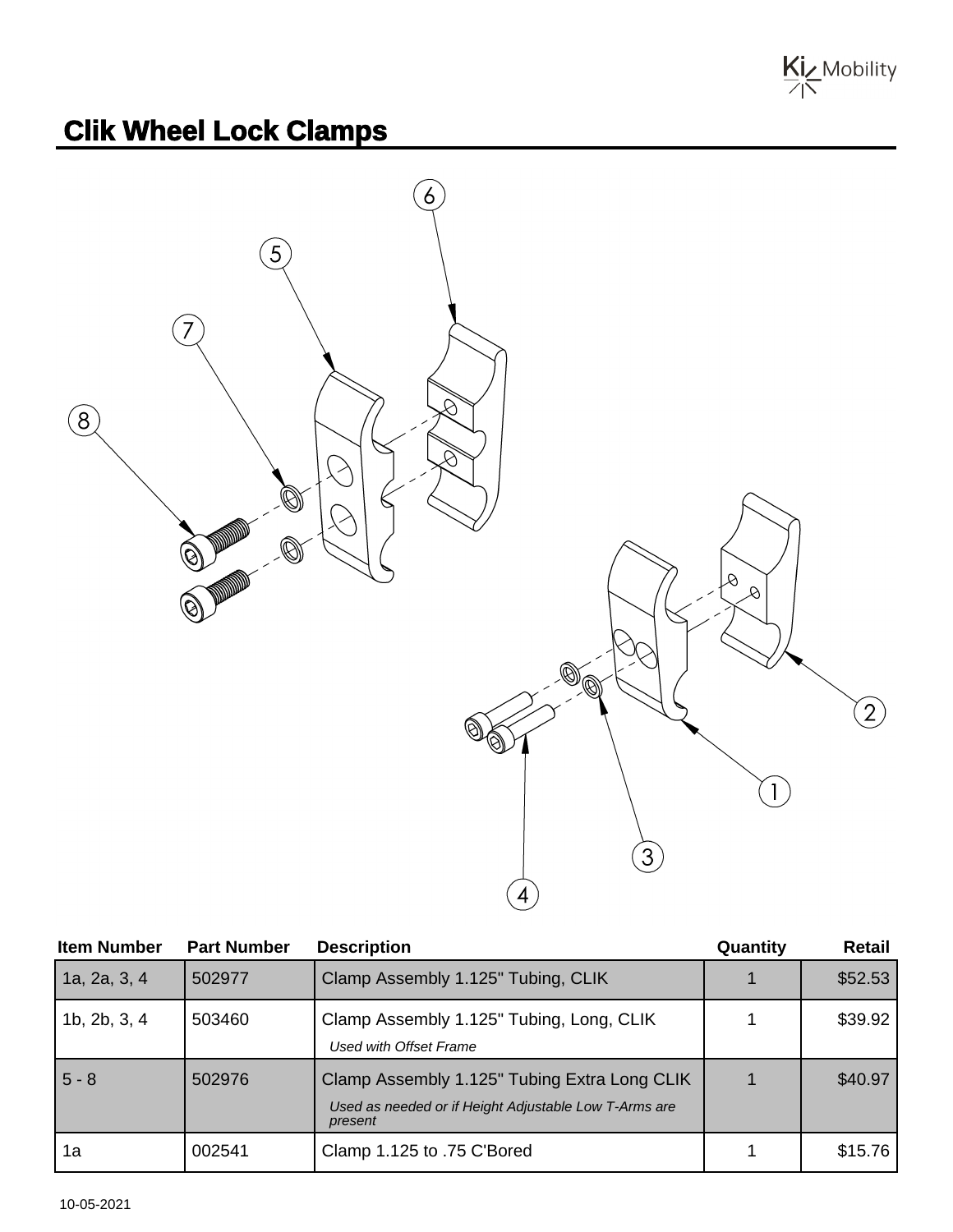# Clik Wheel Lock Clamps

| Item Number | Part Number | Description | Quantity | Retail |
|---|---|---|---|---|
| 1a, 2a, 3, 4 | 502977 | Clamp Assembly 1.125" Tubing, CLIK | 1 | $52.53 |
| 1b, 2b, 3, 4 | 503460 | Clamp Assembly 1.125" Tubing, Long, CLIK<br>*Used with Offset Frame* | 1 | $39.92 |
| 5 - 8 | 502976 | Clamp Assembly 1.125" Tubing Extra Long CLIK<br>*Used as needed or if Height Adjustable Low T-Arms are present* | 1 | $40.97 |
| 1a | 002541 | Clamp 1.125 to .75 C'Bored | 1 | $15.76 |

10-05-2021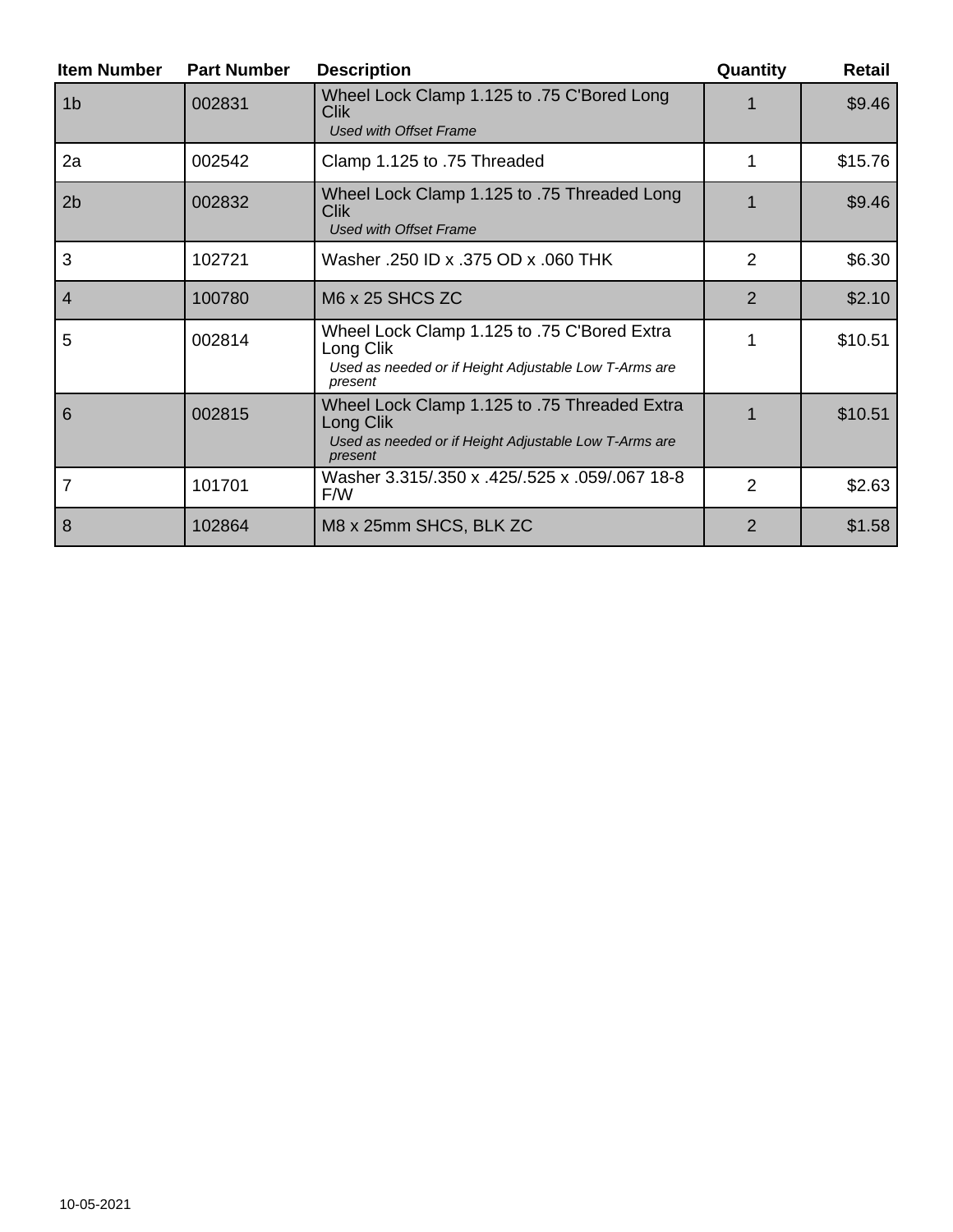| Item Number | Part Number | Description | Quantity | Retail |
| --- | --- | --- | --- | --- |
| 1b | 002831 | Wheel Lock Clamp 1.125 to .75 C'Bored Long Clik *Used with Offset Frame* | 1 | $9.46 |
| 2a | 002542 | Clamp 1.125 to .75 Threaded | 1 | $15.76 |
| 2b | 002832 | Wheel Lock Clamp 1.125 to .75 Threaded Long Clik *Used with Offset Frame* | 1 | $9.46 |
| 3 | 102721 | Washer .250 ID x .375 OD x .060 THK | 2 | $6.30 |
| 4 | 100780 | M6 x 25 SHCS ZC | 2 | $2.10 |
| 5 | 002814 | Wheel Lock Clamp 1.125 to .75 C'Bored Extra Long Clik *Used as needed or if Height Adjustable Low T-Arms are present* | 1 | $10.51 |
| 6 | 002815 | Wheel Lock Clamp 1.125 to .75 Threaded Extra Long Clik *Used as needed or if Height Adjustable Low T-Arms are present* | 1 | $10.51 |
| 7 | 101701 | Washer 3.315/.350 x .425/.525 x .059/.067 18-8 F/W | 2 | $2.63 |
| 8 | 102864 | M8 x 25mm SHCS, BLK ZC | 2 | $1.58 |

10-05-2021